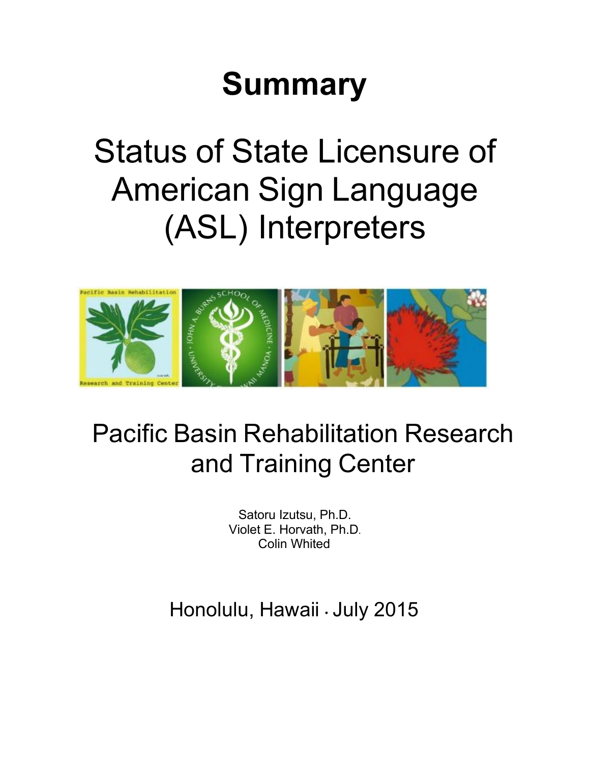# Summary

# Status of State Licensure of American Sign Language (ASL) Interpreters

## Pacific Basin Rehabilitation Research and Training Center

Satoru Izutsu, Ph.D.
Violet E. Horvath, Ph.D.
Colin Whited

Honolulu, Hawaii • July 2015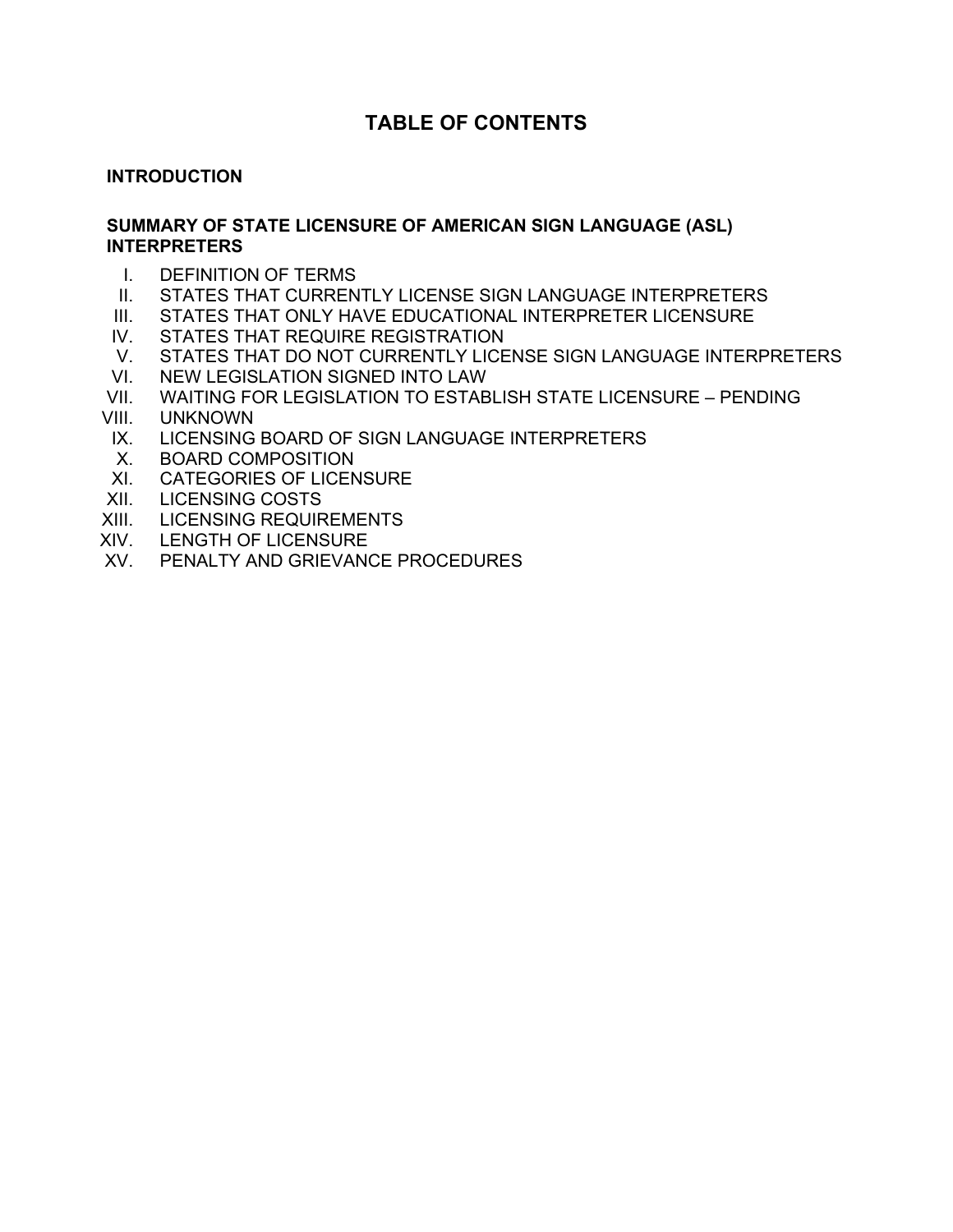# TABLE OF CONTENTS

**INTRODUCTION**

**SUMMARY OF STATE LICENSURE OF AMERICAN SIGN LANGUAGE (ASL) INTERPRETERS**

I. DEFINITION OF TERMS
II. STATES THAT CURRENTLY LICENSE SIGN LANGUAGE INTERPRETERS
III. STATES THAT ONLY HAVE EDUCATIONAL INTERPRETER LICENSURE
IV. STATES THAT REQUIRE REGISTRATION
V. STATES THAT DO NOT CURRENTLY LICENSE SIGN LANGUAGE INTERPRETERS
VI. NEW LEGISLATION SIGNED INTO LAW
VII. WAITING FOR LEGISLATION TO ESTABLISH STATE LICENSURE – PENDING
VIII. UNKNOWN
IX. LICENSING BOARD OF SIGN LANGUAGE INTERPRETERS
X. BOARD COMPOSITION
XI. CATEGORIES OF LICENSURE
XII. LICENSING COSTS
XIII. LICENSING REQUIREMENTS
XIV. LENGTH OF LICENSURE
XV. PENALTY AND GRIEVANCE PROCEDURES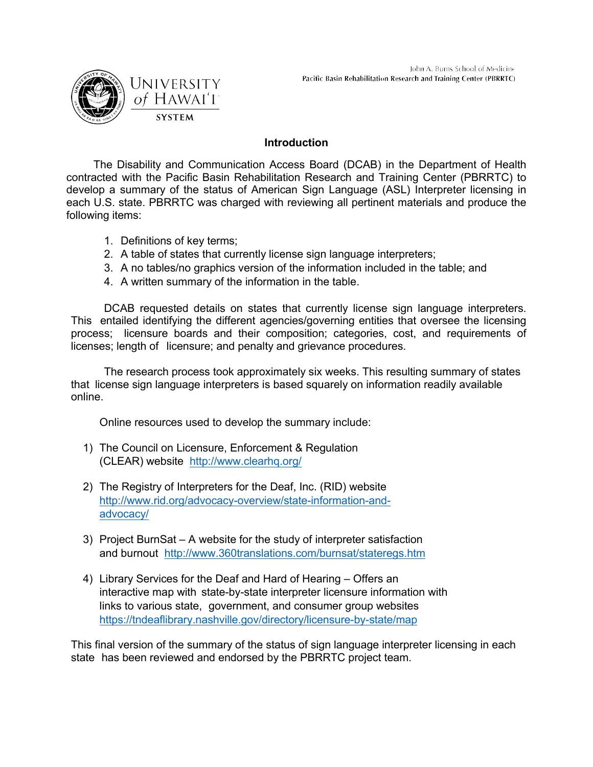## Introduction

The Disability and Communication Access Board (DCAB) in the Department of Health contracted with the Pacific Basin Rehabilitation Research and Training Center (PBRRTC) to develop a summary of the status of American Sign Language (ASL) Interpreter licensing in each U.S. state. PBRRTC was charged with reviewing all pertinent materials and produce the following items:

1. Definitions of key terms;
2. A table of states that currently license sign language interpreters;
3. A no tables/no graphics version of the information included in the table; and
4. A written summary of the information in the table.

DCAB requested details on states that currently license sign language interpreters. This entailed identifying the different agencies/governing entities that oversee the licensing process; licensure boards and their composition; categories, cost, and requirements of licenses; length of licensure; and penalty and grievance procedures.

The research process took approximately six weeks. This resulting summary of states that license sign language interpreters is based squarely on information readily available online.

Online resources used to develop the summary include:

1) The Council on Licensure, Enforcement & Regulation (CLEAR) website http://www.clearhq.org/

2) The Registry of Interpreters for the Deaf, Inc. (RID) website http://www.rid.org/advocacy-overview/state-information-and-advocacy/

3) Project BurnSat – A website for the study of interpreter satisfaction and burnout http://www.360translations.com/burnsat/stateregs.htm

4) Library Services for the Deaf and Hard of Hearing – Offers an interactive map with state-by-state interpreter licensure information with links to various state, government, and consumer group websites https://tndeaflibrary.nashville.gov/directory/licensure-by-state/map

This final version of the summary of the status of sign language interpreter licensing in each state has been reviewed and endorsed by the PBRRTC project team.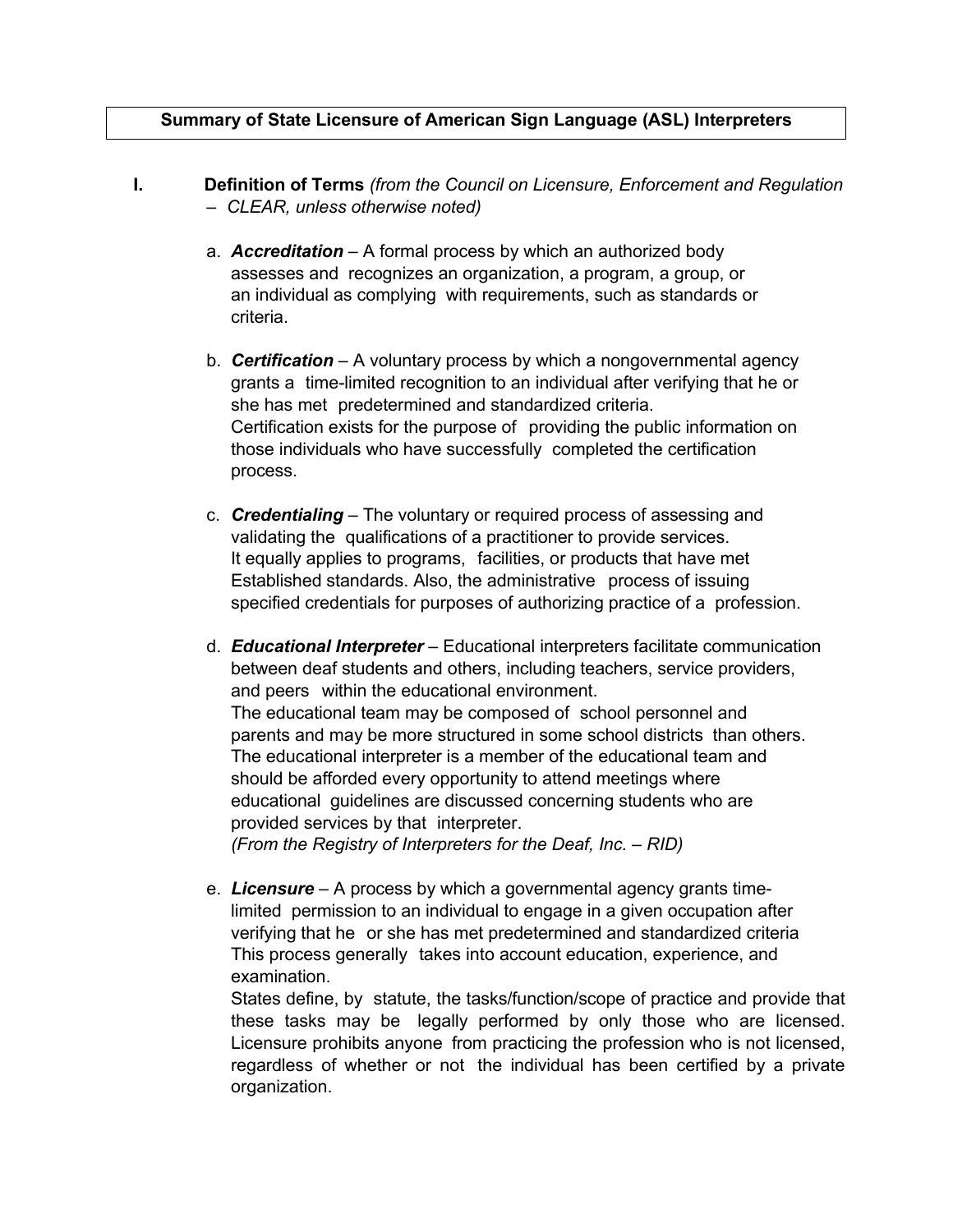**Summary of State Licensure of American Sign Language (ASL) Interpreters**

## I. Definition of Terms *(from the Council on Licensure, Enforcement and Regulation – CLEAR, unless otherwise noted)*

a. ***Accreditation*** – A formal process by which an authorized body assesses and recognizes an organization, a program, a group, or an individual as complying with requirements, such as standards or criteria.

b. ***Certification*** – A voluntary process by which a nongovernmental agency grants a time-limited recognition to an individual after verifying that he or she has met predetermined and standardized criteria. Certification exists for the purpose of providing the public information on those individuals who have successfully completed the certification process.

c. ***Credentialing*** – The voluntary or required process of assessing and validating the qualifications of a practitioner to provide services. It equally applies to programs, facilities, or products that have met Established standards. Also, the administrative process of issuing specified credentials for purposes of authorizing practice of a profession.

d. ***Educational Interpreter*** – Educational interpreters facilitate communication between deaf students and others, including teachers, service providers, and peers within the educational environment. The educational team may be composed of school personnel and parents and may be more structured in some school districts than others. The educational interpreter is a member of the educational team and should be afforded every opportunity to attend meetings where educational guidelines are discussed concerning students who are provided services by that interpreter. *(From the Registry of Interpreters for the Deaf, Inc. – RID)*

e. ***Licensure*** – A process by which a governmental agency grants time-limited permission to an individual to engage in a given occupation after verifying that he or she has met predetermined and standardized criteria This process generally takes into account education, experience, and examination. States define, by statute, the tasks/function/scope of practice and provide that these tasks may be legally performed by only those who are licensed. Licensure prohibits anyone from practicing the profession who is not licensed, regardless of whether or not the individual has been certified by a private organization.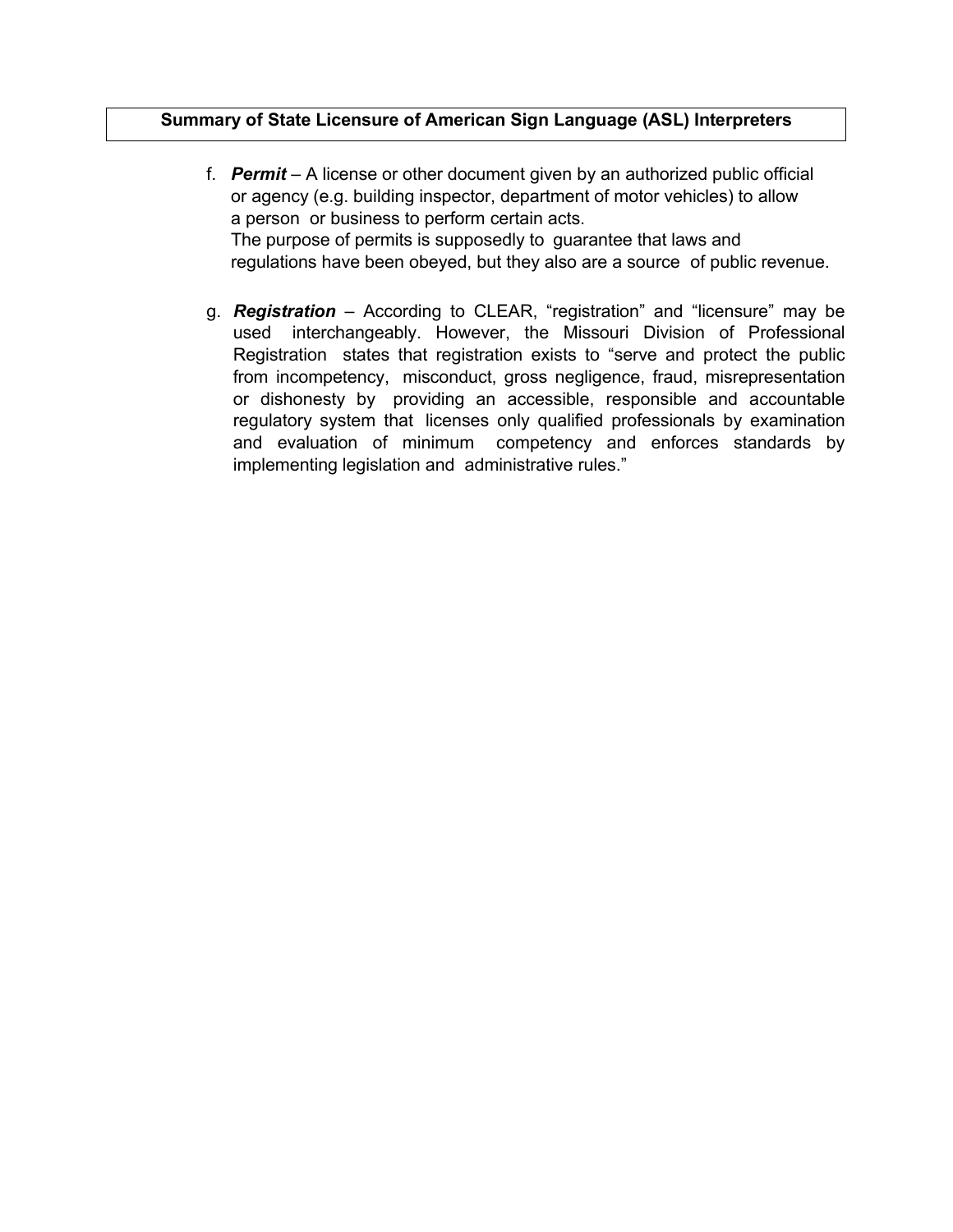f. ***Permit*** – A license or other document given by an authorized public official or agency (e.g. building inspector, department of motor vehicles) to allow a person or business to perform certain acts.
The purpose of permits is supposedly to guarantee that laws and regulations have been obeyed, but they also are a source of public revenue.

g. ***Registration*** – According to CLEAR, "registration" and "licensure" may be used interchangeably. However, the Missouri Division of Professional Registration states that registration exists to "serve and protect the public from incompetency, misconduct, gross negligence, fraud, misrepresentation or dishonesty by providing an accessible, responsible and accountable regulatory system that licenses only qualified professionals by examination and evaluation of minimum competency and enforces standards by implementing legislation and administrative rules."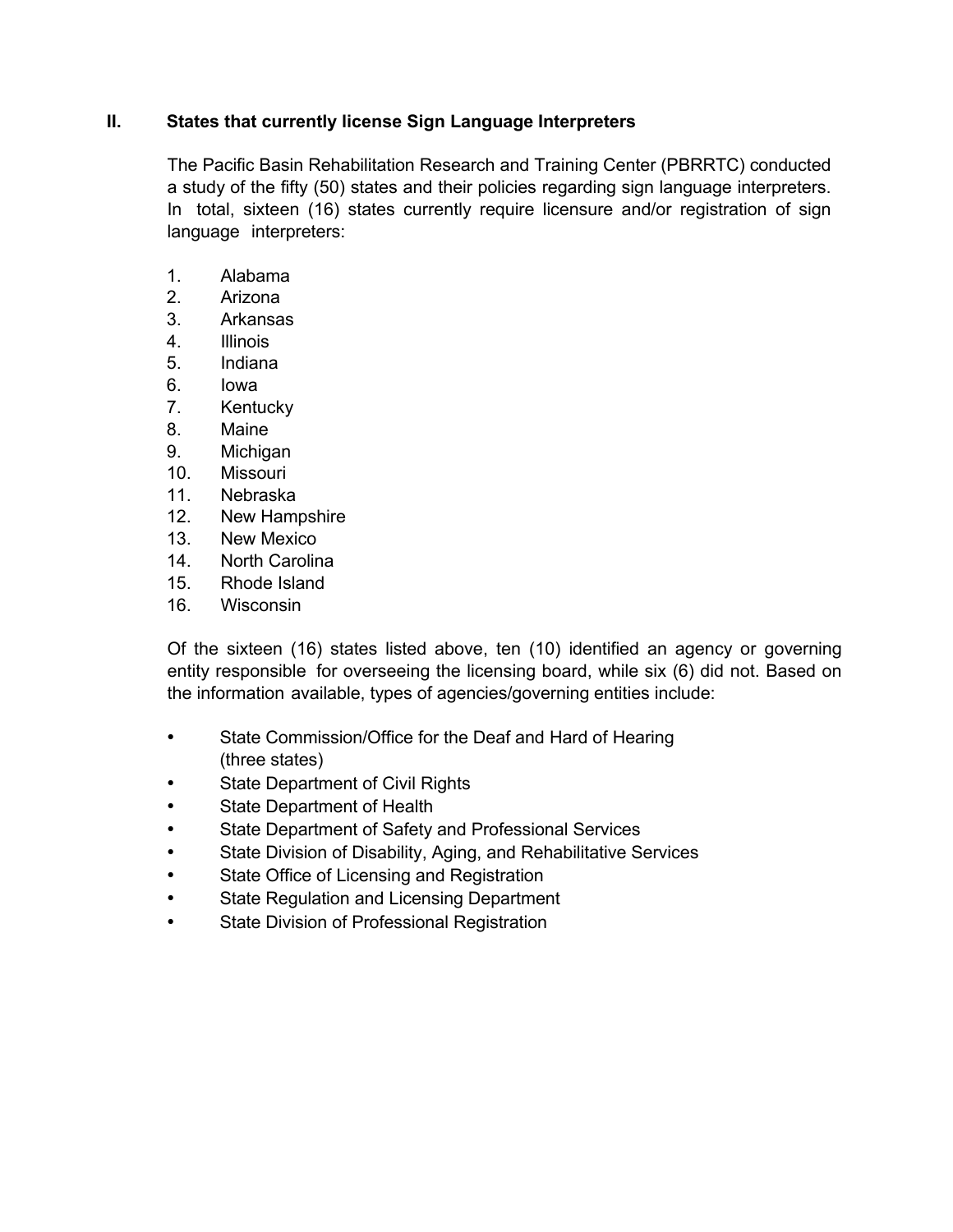## II. States that currently license Sign Language Interpreters

The Pacific Basin Rehabilitation Research and Training Center (PBRRTC) conducted a study of the fifty (50) states and their policies regarding sign language interpreters. In total, sixteen (16) states currently require licensure and/or registration of sign language interpreters:

1. Alabama
2. Arizona
3. Arkansas
4. Illinois
5. Indiana
6. Iowa
7. Kentucky
8. Maine
9. Michigan
10. Missouri
11. Nebraska
12. New Hampshire
13. New Mexico
14. North Carolina
15. Rhode Island
16. Wisconsin

Of the sixteen (16) states listed above, ten (10) identified an agency or governing entity responsible for overseeing the licensing board, while six (6) did not. Based on the information available, types of agencies/governing entities include:

- State Commission/Office for the Deaf and Hard of Hearing (three states)
- State Department of Civil Rights
- State Department of Health
- State Department of Safety and Professional Services
- State Division of Disability, Aging, and Rehabilitative Services
- State Office of Licensing and Registration
- State Regulation and Licensing Department
- State Division of Professional Registration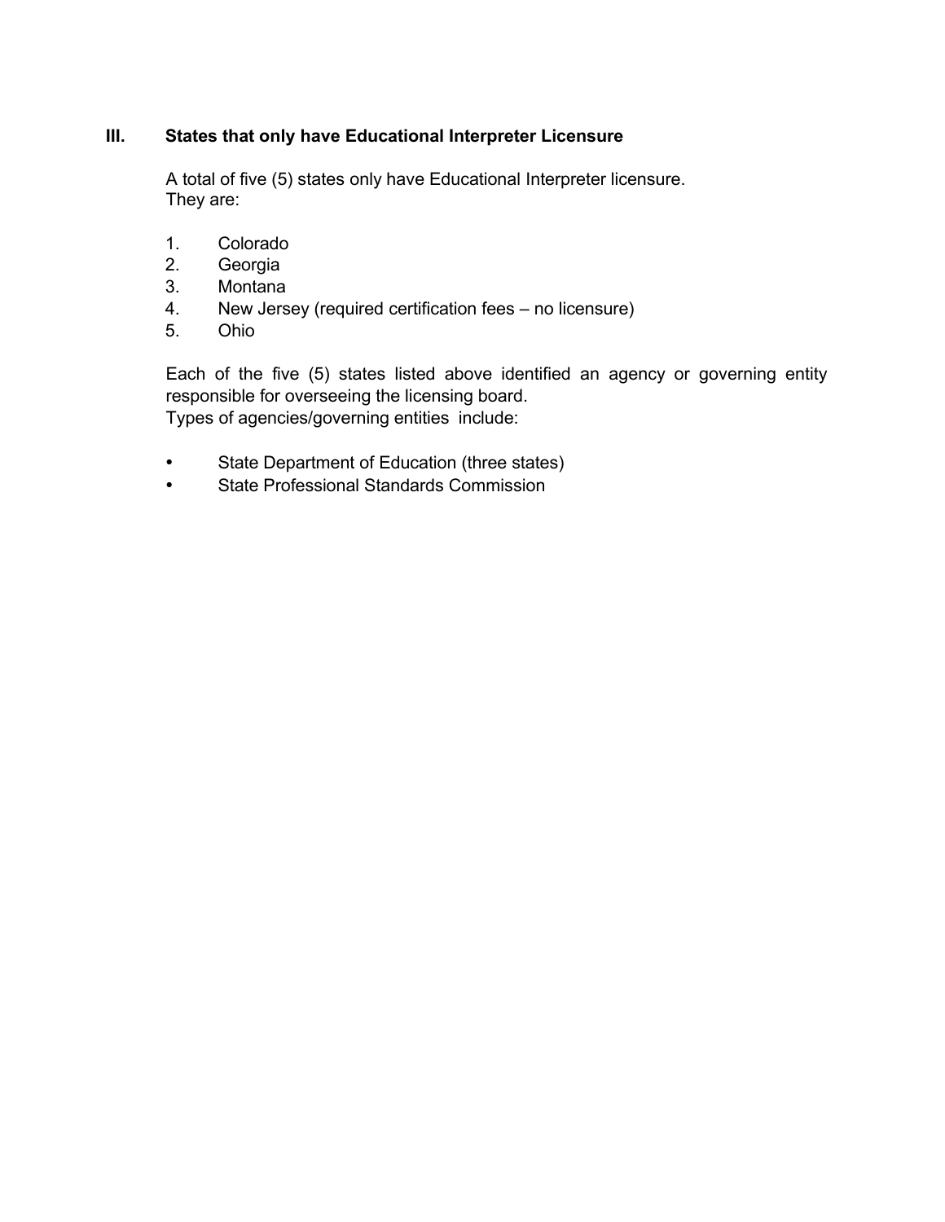## III. States that only have Educational Interpreter Licensure

A total of five (5) states only have Educational Interpreter licensure. They are:

1. Colorado
2. Georgia
3. Montana
4. New Jersey (required certification fees – no licensure)
5. Ohio

Each of the five (5) states listed above identified an agency or governing entity responsible for overseeing the licensing board.
Types of agencies/governing entities include:

- State Department of Education (three states)
- State Professional Standards Commission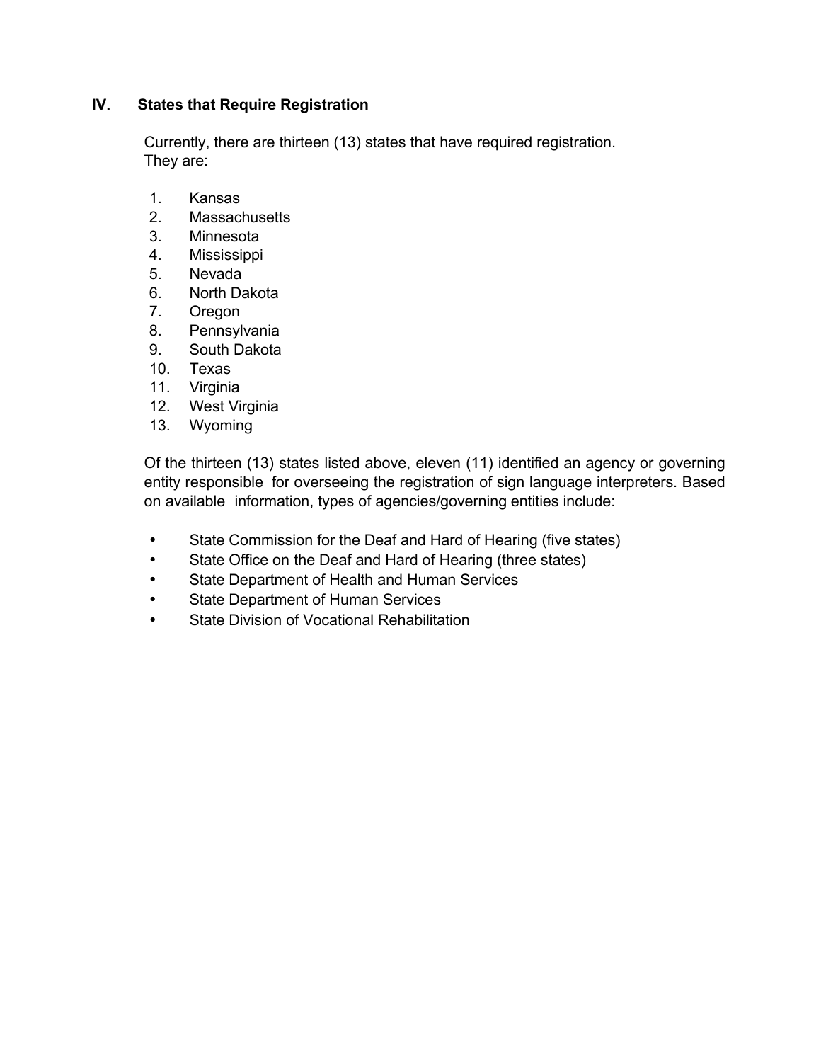## IV. States that Require Registration

Currently, there are thirteen (13) states that have required registration. They are:

1. Kansas
2. Massachusetts
3. Minnesota
4. Mississippi
5. Nevada
6. North Dakota
7. Oregon
8. Pennsylvania
9. South Dakota
10. Texas
11. Virginia
12. West Virginia
13. Wyoming

Of the thirteen (13) states listed above, eleven (11) identified an agency or governing entity responsible for overseeing the registration of sign language interpreters. Based on available information, types of agencies/governing entities include:

- State Commission for the Deaf and Hard of Hearing (five states)
- State Office on the Deaf and Hard of Hearing (three states)
- State Department of Health and Human Services
- State Department of Human Services
- State Division of Vocational Rehabilitation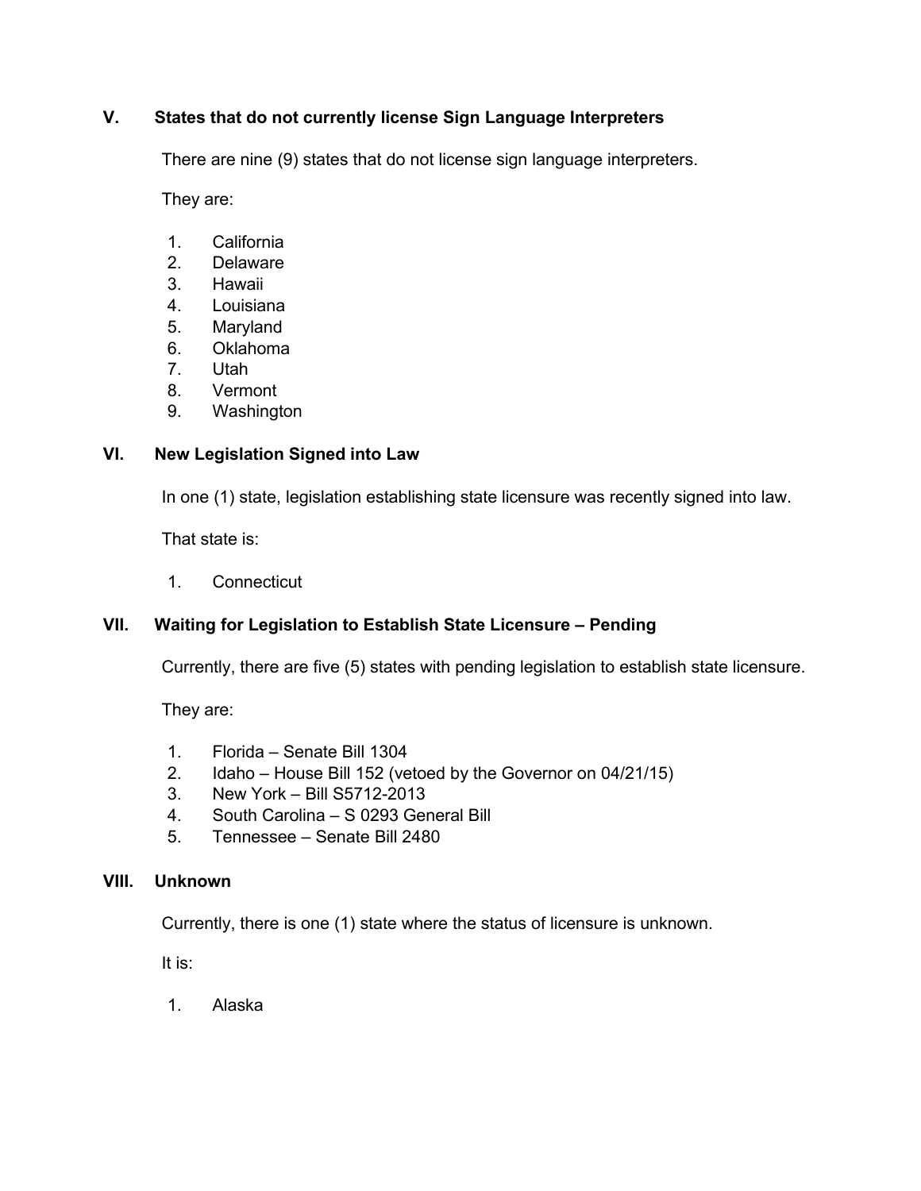## V. States that do not currently license Sign Language Interpreters

There are nine (9) states that do not license sign language interpreters.

They are:

1. California
2. Delaware
3. Hawaii
4. Louisiana
5. Maryland
6. Oklahoma
7. Utah
8. Vermont
9. Washington

## VI. New Legislation Signed into Law

In one (1) state, legislation establishing state licensure was recently signed into law.

That state is:

1. Connecticut

## VII. Waiting for Legislation to Establish State Licensure – Pending

Currently, there are five (5) states with pending legislation to establish state licensure.

They are:

1. Florida – Senate Bill 1304
2. Idaho – House Bill 152 (vetoed by the Governor on 04/21/15)
3. New York – Bill S5712-2013
4. South Carolina – S 0293 General Bill
5. Tennessee – Senate Bill 2480

## VIII. Unknown

Currently, there is one (1) state where the status of licensure is unknown.

It is:

1. Alaska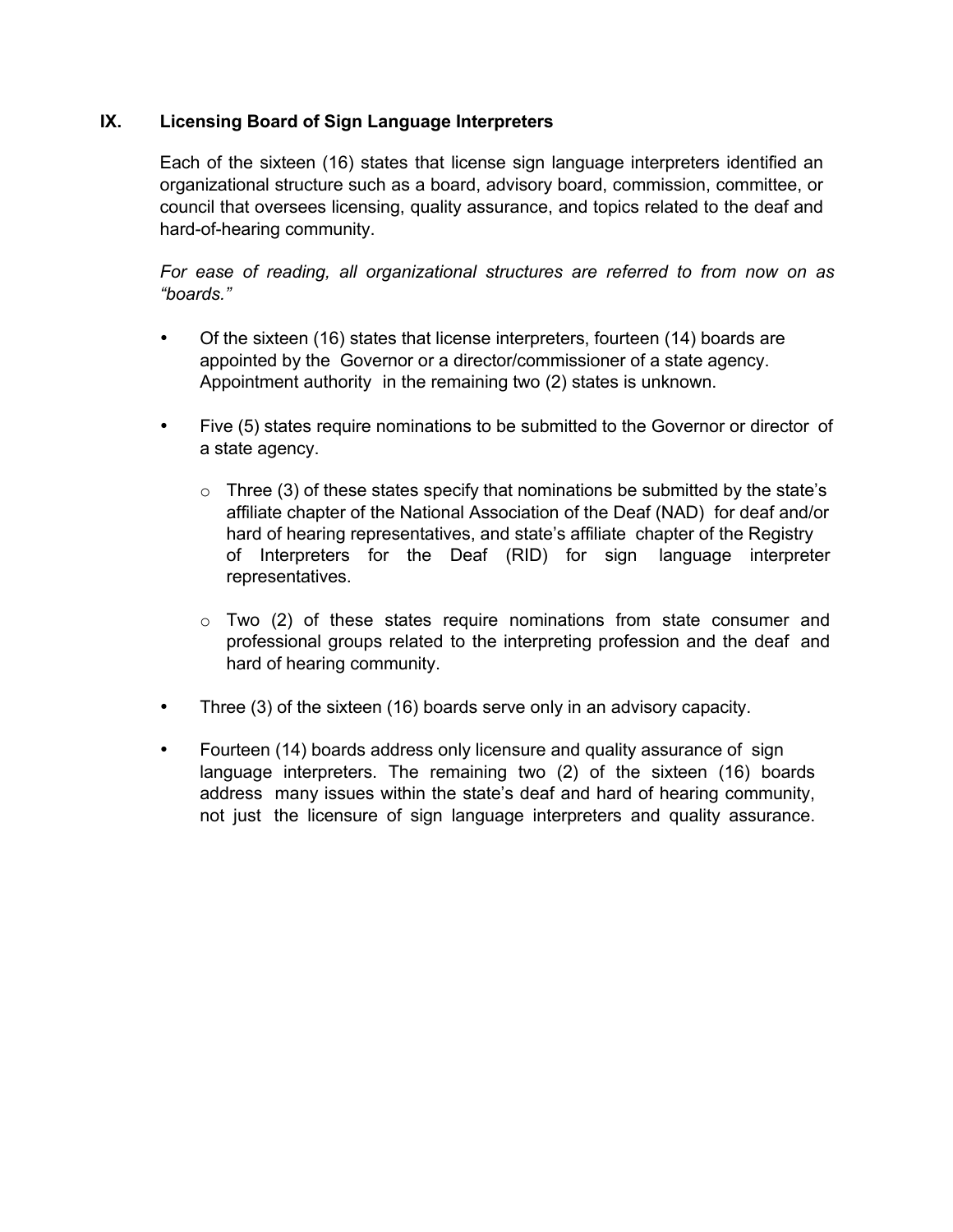## IX. Licensing Board of Sign Language Interpreters

Each of the sixteen (16) states that license sign language interpreters identified an organizational structure such as a board, advisory board, commission, committee, or council that oversees licensing, quality assurance, and topics related to the deaf and hard-of-hearing community.

*For ease of reading, all organizational structures are referred to from now on as "boards."*

- Of the sixteen (16) states that license interpreters, fourteen (14) boards are appointed by the Governor or a director/commissioner of a state agency. Appointment authority in the remaining two (2) states is unknown.

- Five (5) states require nominations to be submitted to the Governor or director of a state agency.

  - Three (3) of these states specify that nominations be submitted by the state's affiliate chapter of the National Association of the Deaf (NAD) for deaf and/or hard of hearing representatives, and state's affiliate chapter of the Registry of Interpreters for the Deaf (RID) for sign language interpreter representatives.

  - Two (2) of these states require nominations from state consumer and professional groups related to the interpreting profession and the deaf and hard of hearing community.

- Three (3) of the sixteen (16) boards serve only in an advisory capacity.

- Fourteen (14) boards address only licensure and quality assurance of sign language interpreters. The remaining two (2) of the sixteen (16) boards address many issues within the state's deaf and hard of hearing community, not just the licensure of sign language interpreters and quality assurance.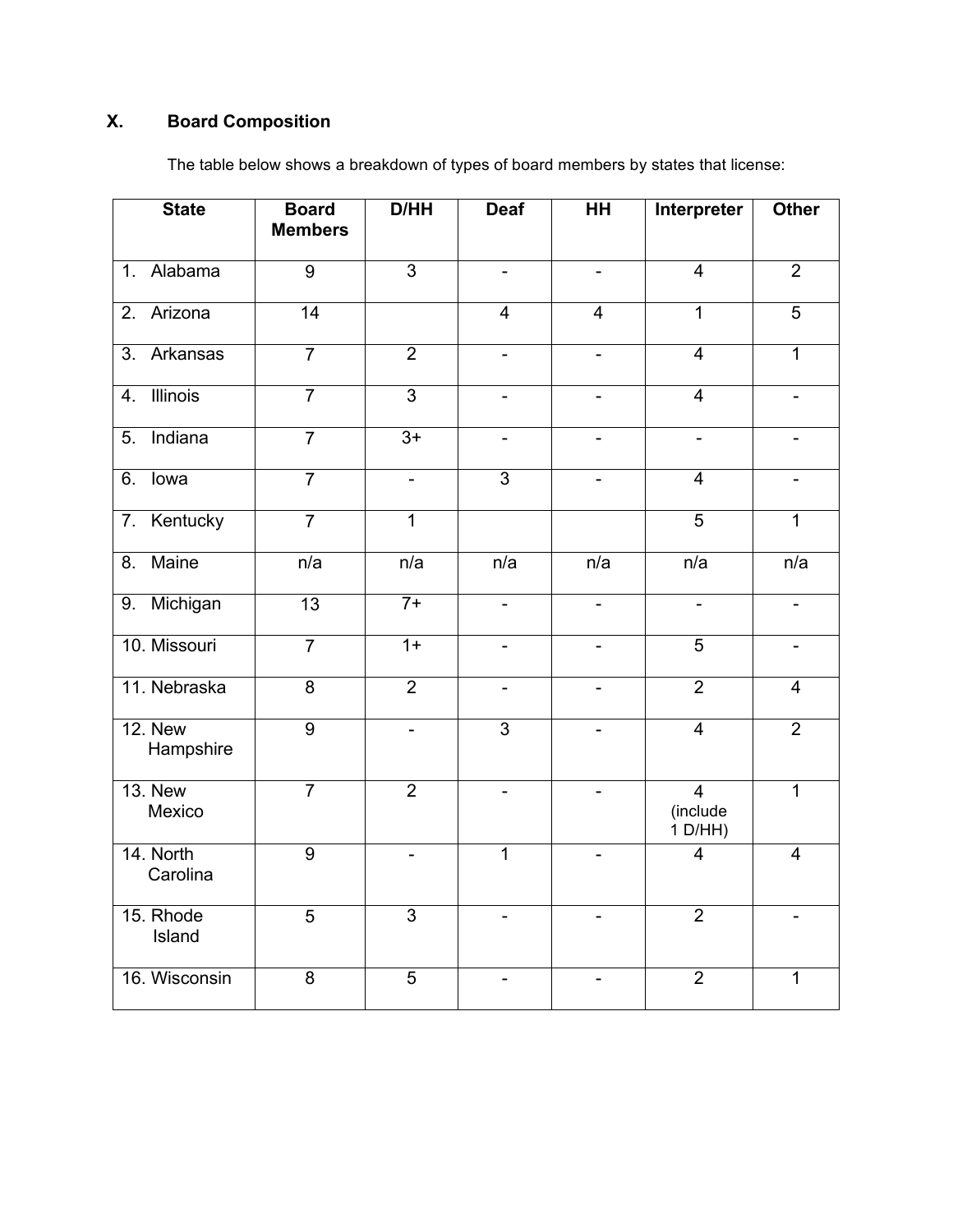## X. Board Composition

The table below shows a breakdown of types of board members by states that license:

| State | Board Members | D/HH | Deaf | HH | Interpreter | Other |
|---|---|---|---|---|---|---|
| 1. Alabama | 9 | 3 | - | - | 4 | 2 |
| 2. Arizona | 14 | | 4 | 4 | 1 | 5 |
| 3. Arkansas | 7 | 2 | - | - | 4 | 1 |
| 4. Illinois | 7 | 3 | - | - | 4 | - |
| 5. Indiana | 7 | 3+ | - | - | - | - |
| 6. Iowa | 7 | - | 3 | - | 4 | - |
| 7. Kentucky | 7 | 1 | | | 5 | 1 |
| 8. Maine | n/a | n/a | n/a | n/a | n/a | n/a |
| 9. Michigan | 13 | 7+ | - | - | - | - |
| 10. Missouri | 7 | 1+ | - | - | 5 | - |
| 11. Nebraska | 8 | 2 | - | - | 2 | 4 |
| 12. New Hampshire | 9 | - | 3 | - | 4 | 2 |
| 13. New Mexico | 7 | 2 | - | - | 4 (include 1 D/HH) | 1 |
| 14. North Carolina | 9 | - | 1 | - | 4 | 4 |
| 15. Rhode Island | 5 | 3 | - | - | 2 | - |
| 16. Wisconsin | 8 | 5 | - | - | 2 | 1 |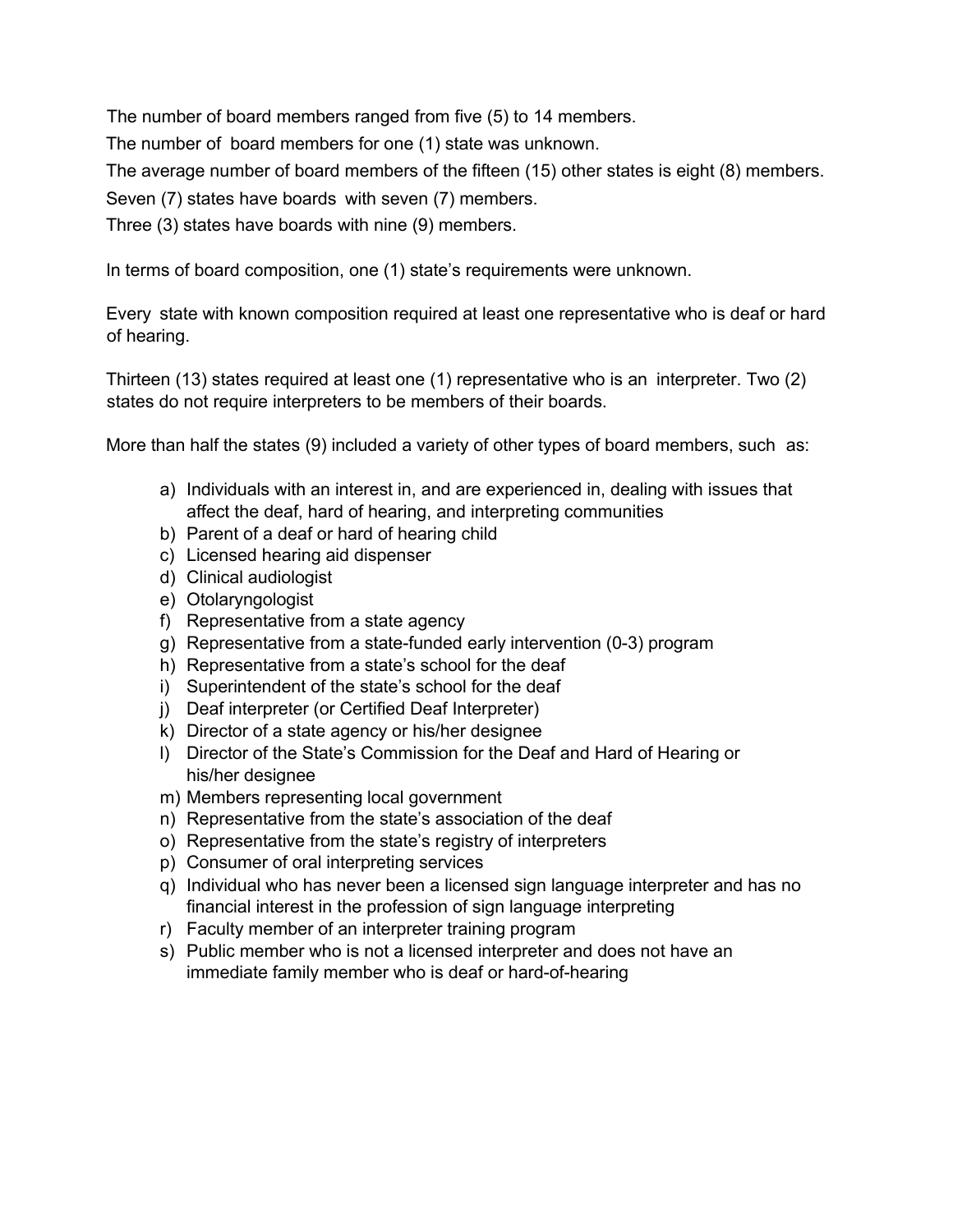The number of board members ranged from five (5) to 14 members.

The number of board members for one (1) state was unknown.

The average number of board members of the fifteen (15) other states is eight (8) members.

Seven (7) states have boards with seven (7) members.

Three (3) states have boards with nine (9) members.

In terms of board composition, one (1) state's requirements were unknown.

Every state with known composition required at least one representative who is deaf or hard of hearing.

Thirteen (13) states required at least one (1) representative who is an interpreter. Two (2) states do not require interpreters to be members of their boards.

More than half the states (9) included a variety of other types of board members, such as:

a) Individuals with an interest in, and are experienced in, dealing with issues that affect the deaf, hard of hearing, and interpreting communities
b) Parent of a deaf or hard of hearing child
c) Licensed hearing aid dispenser
d) Clinical audiologist
e) Otolaryngologist
f) Representative from a state agency
g) Representative from a state-funded early intervention (0-3) program
h) Representative from a state's school for the deaf
i) Superintendent of the state's school for the deaf
j) Deaf interpreter (or Certified Deaf Interpreter)
k) Director of a state agency or his/her designee
l) Director of the State's Commission for the Deaf and Hard of Hearing or his/her designee
m) Members representing local government
n) Representative from the state's association of the deaf
o) Representative from the state's registry of interpreters
p) Consumer of oral interpreting services
q) Individual who has never been a licensed sign language interpreter and has no financial interest in the profession of sign language interpreting
r) Faculty member of an interpreter training program
s) Public member who is not a licensed interpreter and does not have an immediate family member who is deaf or hard-of-hearing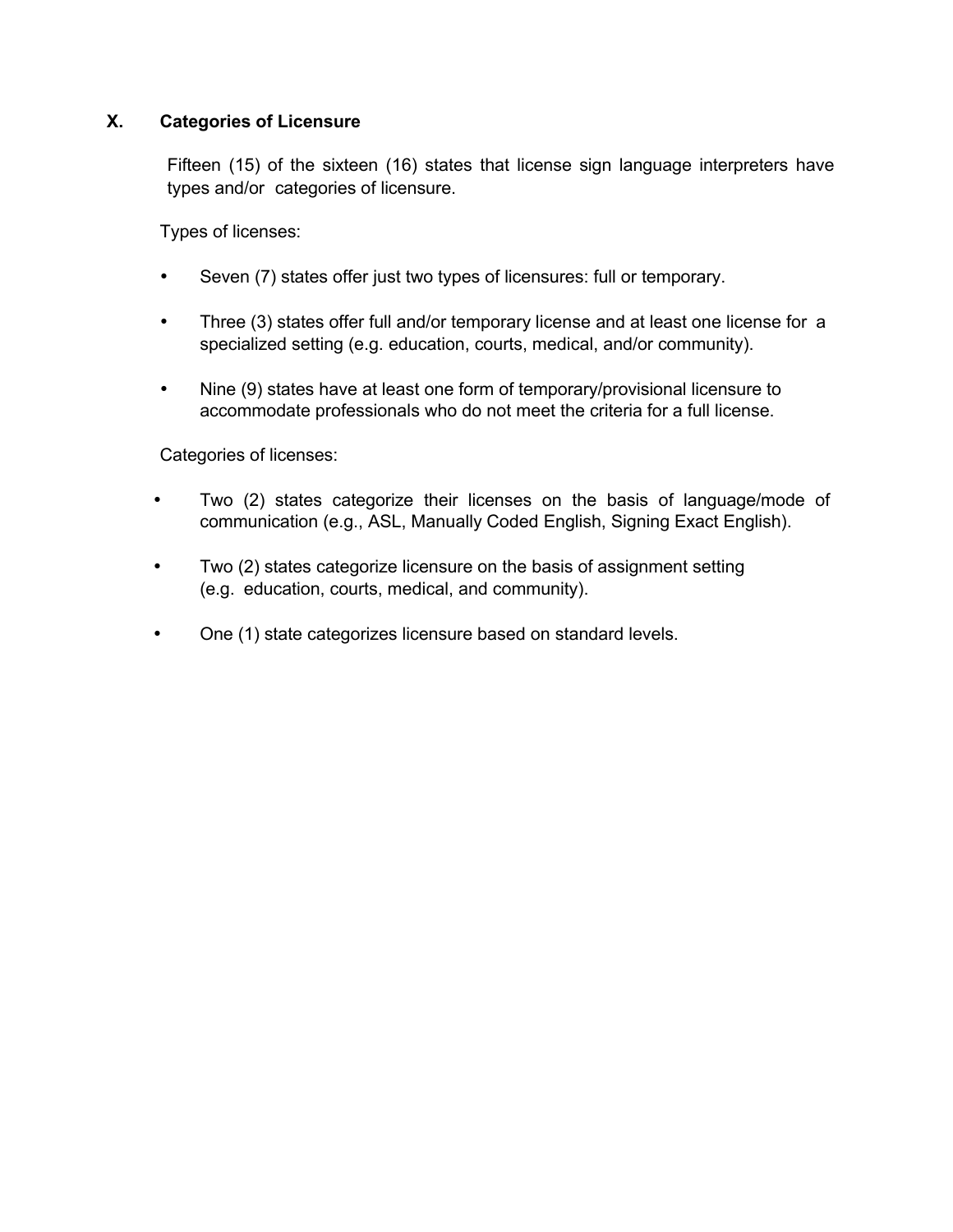## X. Categories of Licensure

Fifteen (15) of the sixteen (16) states that license sign language interpreters have types and/or categories of licensure.

Types of licenses:

- Seven (7) states offer just two types of licensures: full or temporary.
- Three (3) states offer full and/or temporary license and at least one license for a specialized setting (e.g. education, courts, medical, and/or community).
- Nine (9) states have at least one form of temporary/provisional licensure to accommodate professionals who do not meet the criteria for a full license.

Categories of licenses:

- Two (2) states categorize their licenses on the basis of language/mode of communication (e.g., ASL, Manually Coded English, Signing Exact English).
- Two (2) states categorize licensure on the basis of assignment setting (e.g. education, courts, medical, and community).
- One (1) state categorizes licensure based on standard levels.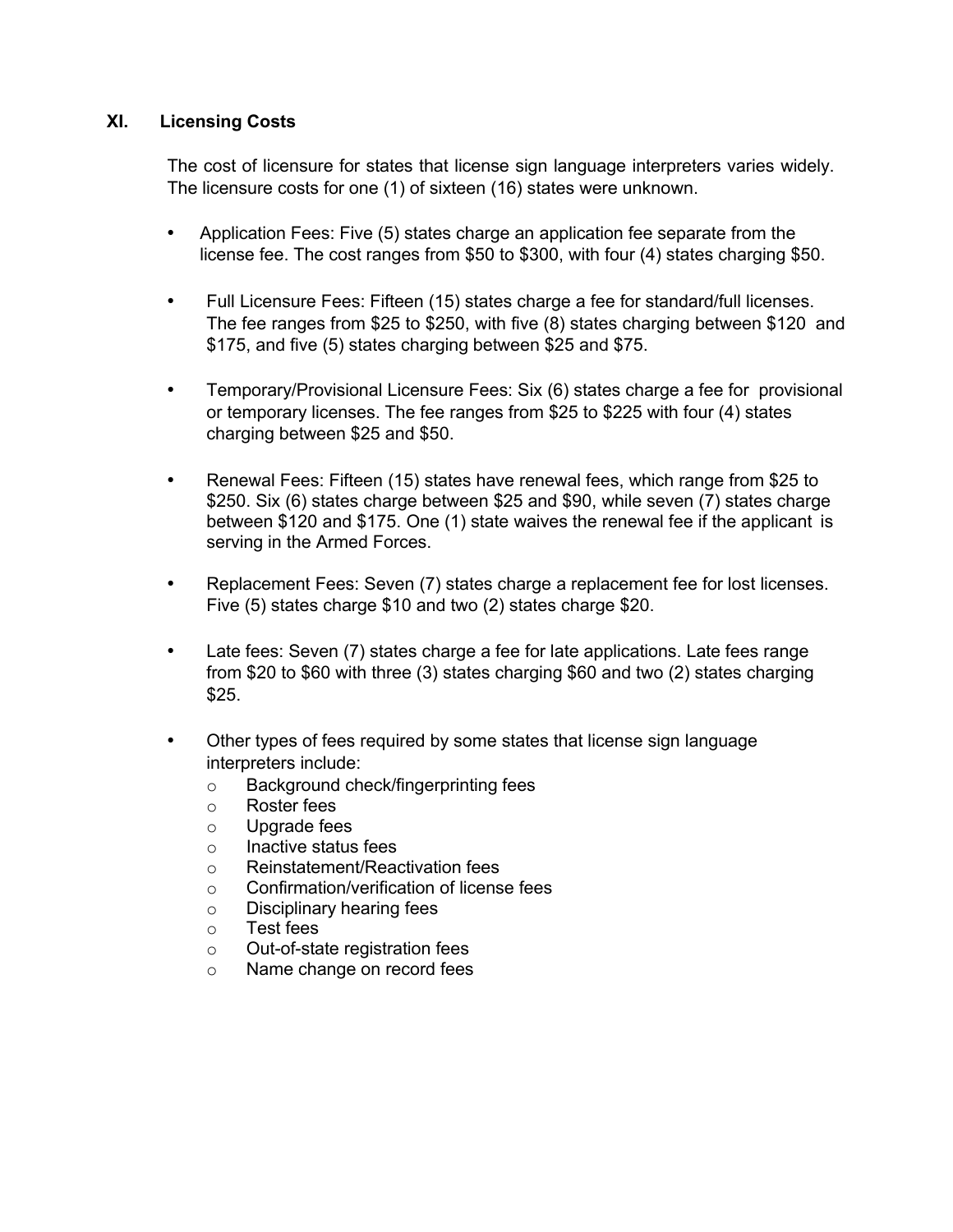## XI. Licensing Costs

The cost of licensure for states that license sign language interpreters varies widely. The licensure costs for one (1) of sixteen (16) states were unknown.

- Application Fees: Five (5) states charge an application fee separate from the license fee. The cost ranges from $50 to $300, with four (4) states charging $50.
- Full Licensure Fees: Fifteen (15) states charge a fee for standard/full licenses. The fee ranges from $25 to $250, with five (8) states charging between $120 and $175, and five (5) states charging between $25 and $75.
- Temporary/Provisional Licensure Fees: Six (6) states charge a fee for provisional or temporary licenses. The fee ranges from $25 to $225 with four (4) states charging between $25 and $50.
- Renewal Fees: Fifteen (15) states have renewal fees, which range from $25 to $250. Six (6) states charge between $25 and $90, while seven (7) states charge between $120 and $175. One (1) state waives the renewal fee if the applicant is serving in the Armed Forces.
- Replacement Fees: Seven (7) states charge a replacement fee for lost licenses. Five (5) states charge $10 and two (2) states charge $20.
- Late fees: Seven (7) states charge a fee for late applications. Late fees range from $20 to $60 with three (3) states charging $60 and two (2) states charging $25.
- Other types of fees required by some states that license sign language interpreters include:
  - Background check/fingerprinting fees
  - Roster fees
  - Upgrade fees
  - Inactive status fees
  - Reinstatement/Reactivation fees
  - Confirmation/verification of license fees
  - Disciplinary hearing fees
  - Test fees
  - Out-of-state registration fees
  - Name change on record fees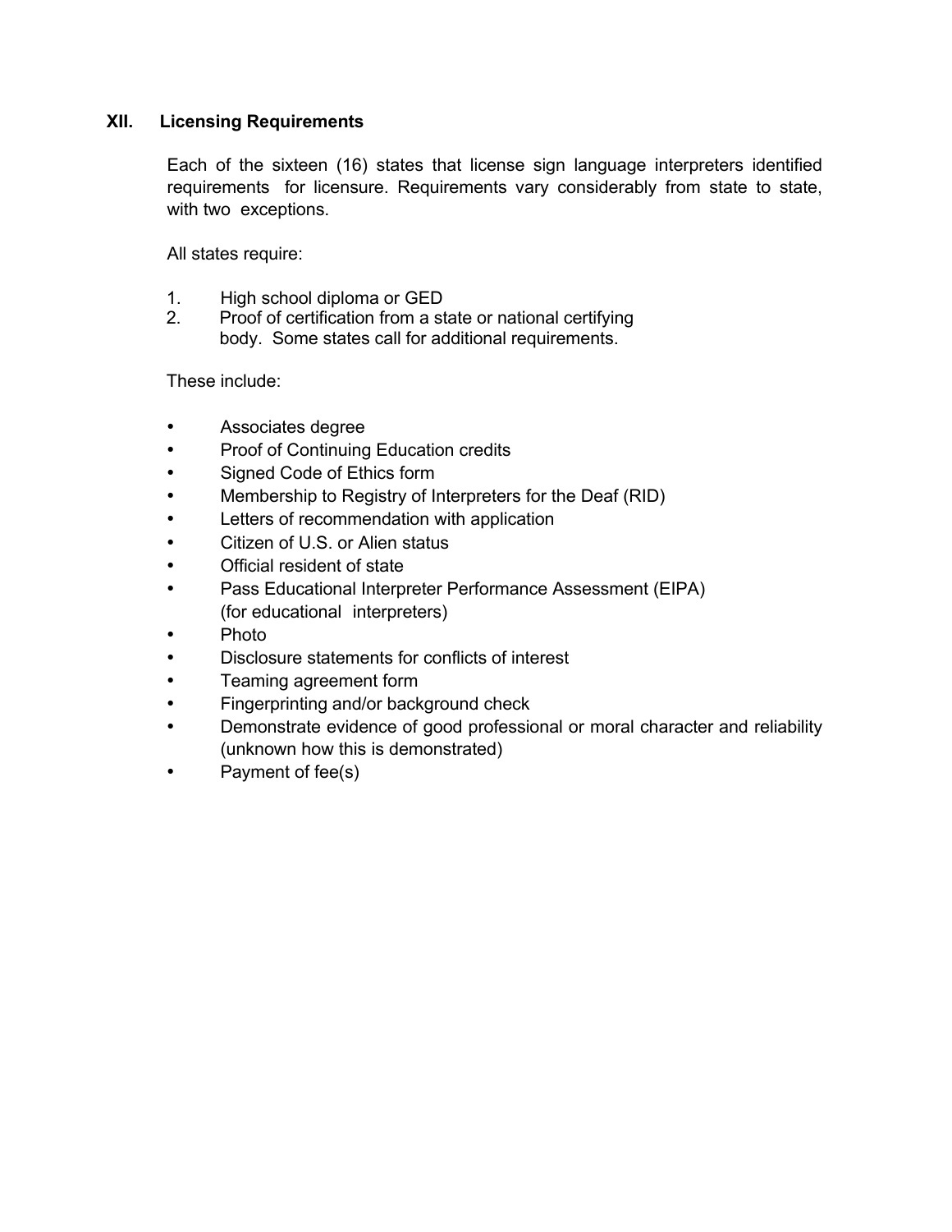## XII. Licensing Requirements

Each of the sixteen (16) states that license sign language interpreters identified requirements for licensure. Requirements vary considerably from state to state, with two exceptions.

All states require:

1. High school diploma or GED
2. Proof of certification from a state or national certifying body. Some states call for additional requirements.

These include:

- Associates degree
- Proof of Continuing Education credits
- Signed Code of Ethics form
- Membership to Registry of Interpreters for the Deaf (RID)
- Letters of recommendation with application
- Citizen of U.S. or Alien status
- Official resident of state
- Pass Educational Interpreter Performance Assessment (EIPA) (for educational interpreters)
- Photo
- Disclosure statements for conflicts of interest
- Teaming agreement form
- Fingerprinting and/or background check
- Demonstrate evidence of good professional or moral character and reliability (unknown how this is demonstrated)
- Payment of fee(s)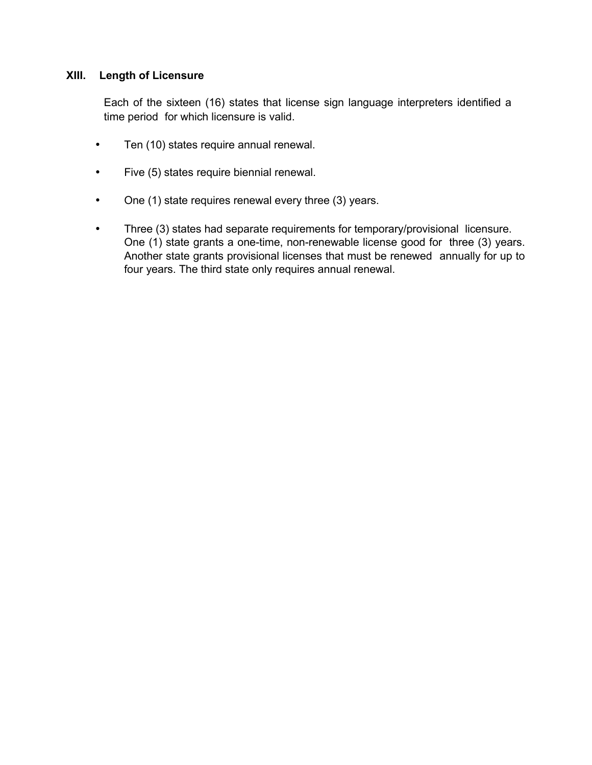## XIII. Length of Licensure

Each of the sixteen (16) states that license sign language interpreters identified a time period for which licensure is valid.

- Ten (10) states require annual renewal.
- Five (5) states require biennial renewal.
- One (1) state requires renewal every three (3) years.
- Three (3) states had separate requirements for temporary/provisional licensure. One (1) state grants a one-time, non-renewable license good for three (3) years. Another state grants provisional licenses that must be renewed annually for up to four years. The third state only requires annual renewal.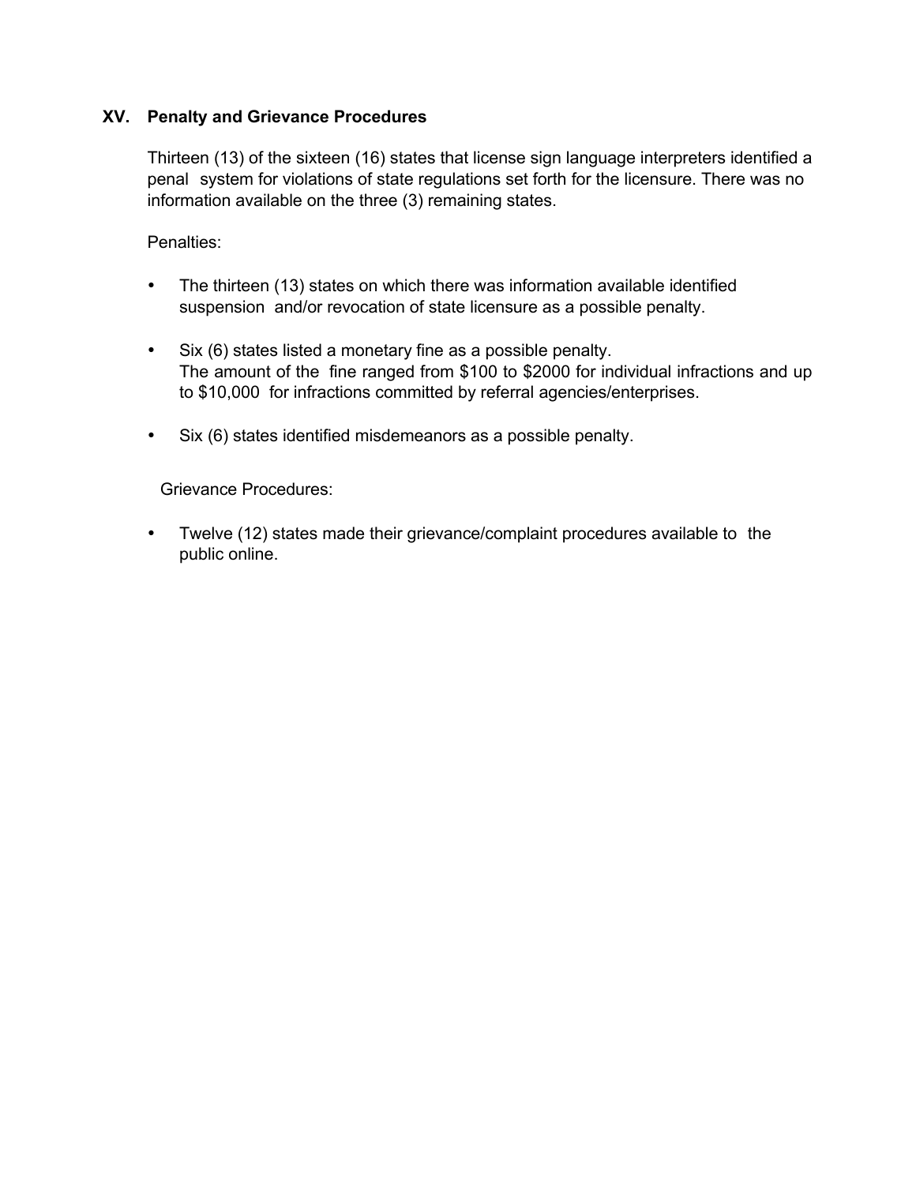## XV. Penalty and Grievance Procedures

Thirteen (13) of the sixteen (16) states that license sign language interpreters identified a penal system for violations of state regulations set forth for the licensure. There was no information available on the three (3) remaining states.

Penalties:

- The thirteen (13) states on which there was information available identified suspension and/or revocation of state licensure as a possible penalty.
- Six (6) states listed a monetary fine as a possible penalty.
  The amount of the fine ranged from $100 to $2000 for individual infractions and up to $10,000 for infractions committed by referral agencies/enterprises.
- Six (6) states identified misdemeanors as a possible penalty.

Grievance Procedures:

- Twelve (12) states made their grievance/complaint procedures available to the public online.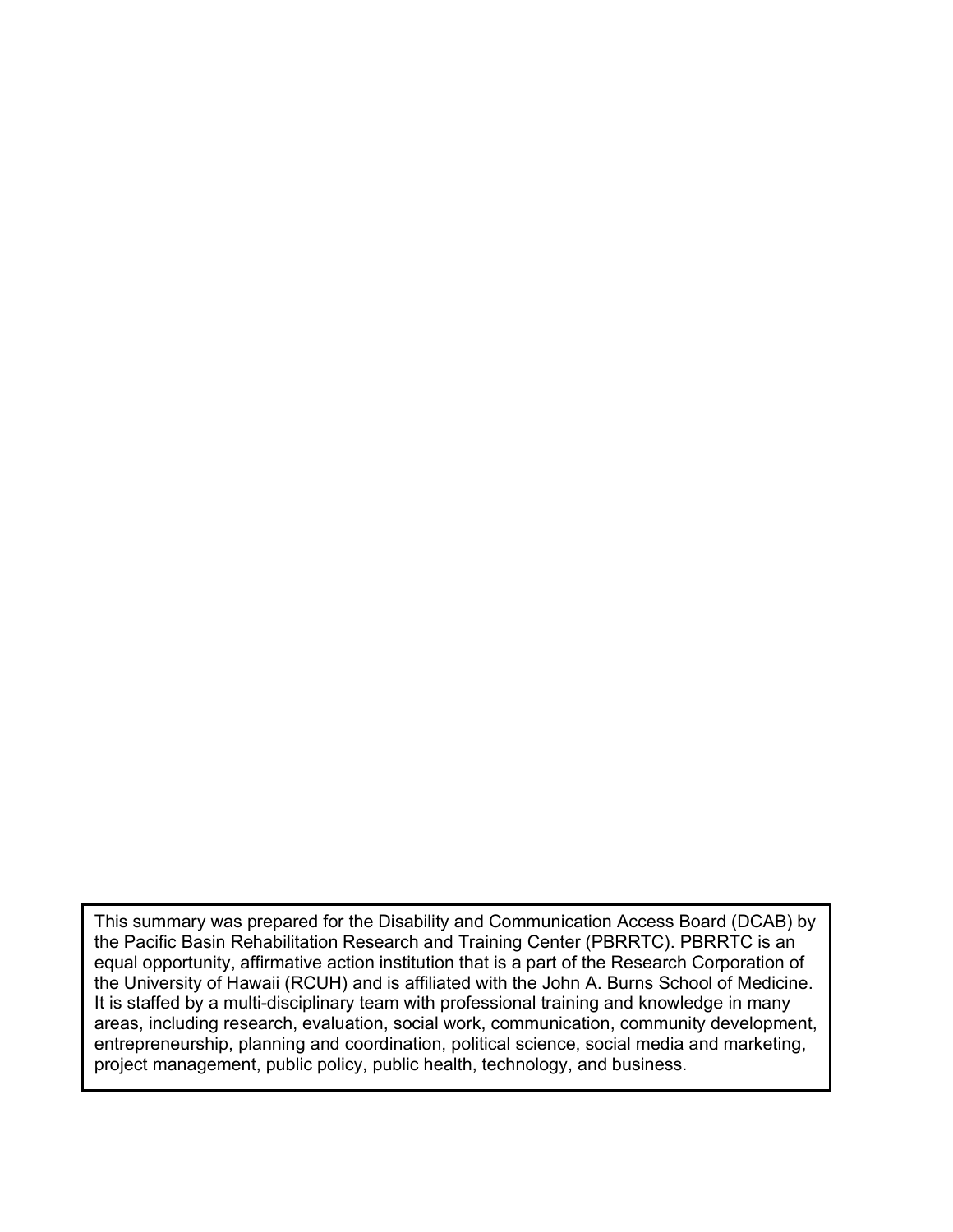This summary was prepared for the Disability and Communication Access Board (DCAB) by the Pacific Basin Rehabilitation Research and Training Center (PBRRTC). PBRRTC is an equal opportunity, affirmative action institution that is a part of the Research Corporation of the University of Hawaii (RCUH) and is affiliated with the John A. Burns School of Medicine. It is staffed by a multi-disciplinary team with professional training and knowledge in many areas, including research, evaluation, social work, communication, community development, entrepreneurship, planning and coordination, political science, social media and marketing, project management, public policy, public health, technology, and business.